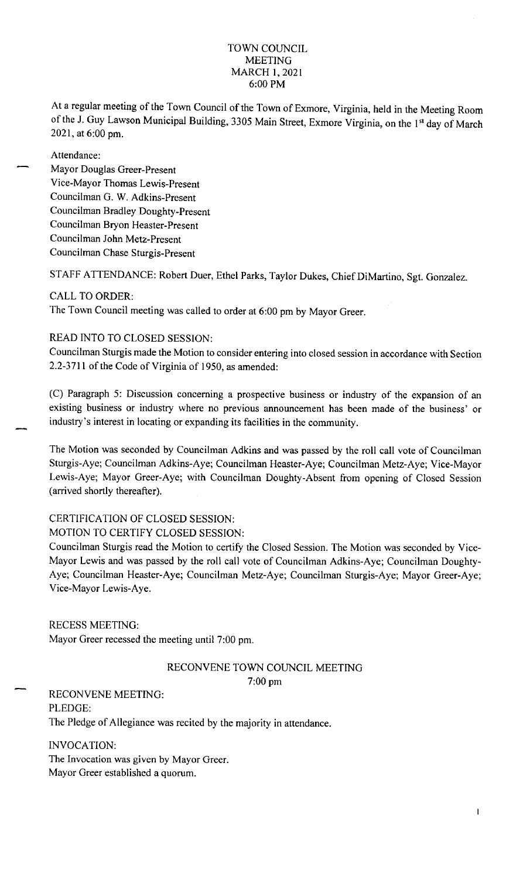# TOWN COUNCIL MEETING
## MARCH 1, 2021
## 6:00 PM

At a regular meeting of the Town Council of the Town of Exmore, Virginia, held in the Meeting Room of the J. Guy Lawson Municipal Building, 3305 Main Street, Exmore Virginia, on the 1st day of March 2021, at 6:00 pm.

Attendance:
Mayor Douglas Greer-Present
Vice-Mayor Thomas Lewis-Present
Councilman G. W. Adkins-Present
Councilman Bradley Doughty-Present
Councilman Bryon Heaster-Present
Councilman John Metz-Present
Councilman Chase Sturgis-Present

STAFF ATTENDANCE: Robert Duer, Ethel Parks, Taylor Dukes, Chief DiMartino, Sgt. Gonzalez.

CALL TO ORDER:
The Town Council meeting was called to order at 6:00 pm by Mayor Greer.

READ INTO TO CLOSED SESSION:
Councilman Sturgis made the Motion to consider entering into closed session in accordance with Section 2.2-3711 of the Code of Virginia of 1950, as amended:

(C) Paragraph 5: Discussion concerning a prospective business or industry of the expansion of an existing business or industry where no previous announcement has been made of the business' or industry's interest in locating or expanding its facilities in the community.

The Motion was seconded by Councilman Adkins and was passed by the roll call vote of Councilman Sturgis-Aye; Councilman Adkins-Aye; Councilman Heaster-Aye; Councilman Metz-Aye; Vice-Mayor Lewis-Aye; Mayor Greer-Aye; with Councilman Doughty-Absent from opening of Closed Session (arrived shortly thereafter).

CERTIFICATION OF CLOSED SESSION:
MOTION TO CERTIFY CLOSED SESSION:
Councilman Sturgis read the Motion to certify the Closed Session. The Motion was seconded by Vice-Mayor Lewis and was passed by the roll call vote of Councilman Adkins-Aye; Councilman Doughty-Aye; Councilman Heaster-Aye; Councilman Metz-Aye; Councilman Sturgis-Aye; Mayor Greer-Aye; Vice-Mayor Lewis-Aye.

RECESS MEETING:
Mayor Greer recessed the meeting until 7:00 pm.

## RECONVENE TOWN COUNCIL MEETING
## 7:00 pm

RECONVENE MEETING:
PLEDGE:
The Pledge of Allegiance was recited by the majority in attendance.

INVOCATION:
The Invocation was given by Mayor Greer.
Mayor Greer established a quorum.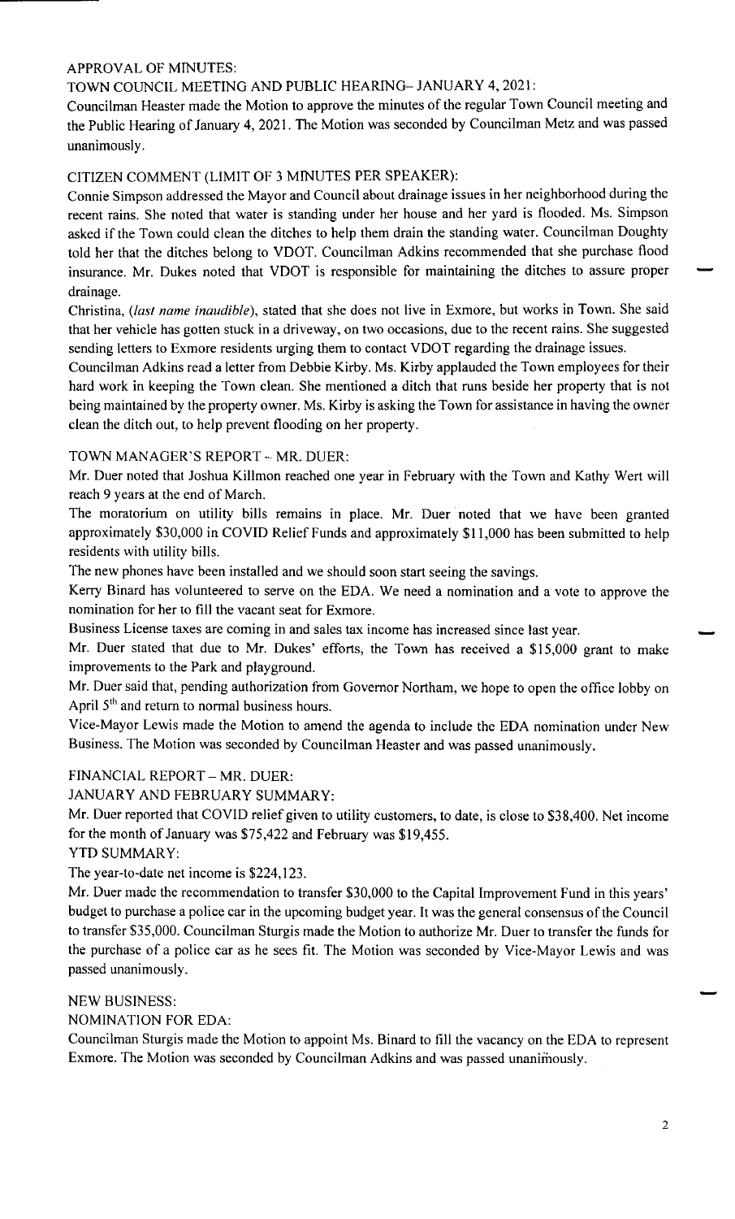## APPROVAL OF MINUTES:

### TOWN COUNCIL MEETING AND PUBLIC HEARING– JANUARY 4, 2021:

Councilman Heaster made the Motion to approve the minutes of the regular Town Council meeting and the Public Hearing of January 4, 2021. The Motion was seconded by Councilman Metz and was passed unanimously.

## CITIZEN COMMENT (LIMIT OF 3 MINUTES PER SPEAKER):

Connie Simpson addressed the Mayor and Council about drainage issues in her neighborhood during the recent rains. She noted that water is standing under her house and her yard is flooded. Ms. Simpson asked if the Town could clean the ditches to help them drain the standing water. Councilman Doughty told her that the ditches belong to VDOT. Councilman Adkins recommended that she purchase flood insurance. Mr. Dukes noted that VDOT is responsible for maintaining the ditches to assure proper drainage.

Christina, (*last name inaudible*), stated that she does not live in Exmore, but works in Town. She said that her vehicle has gotten stuck in a driveway, on two occasions, due to the recent rains. She suggested sending letters to Exmore residents urging them to contact VDOT regarding the drainage issues.

Councilman Adkins read a letter from Debbie Kirby. Ms. Kirby applauded the Town employees for their hard work in keeping the Town clean. She mentioned a ditch that runs beside her property that is not being maintained by the property owner. Ms. Kirby is asking the Town for assistance in having the owner clean the ditch out, to help prevent flooding on her property.

## TOWN MANAGER'S REPORT – MR. DUER:

Mr. Duer noted that Joshua Killmon reached one year in February with the Town and Kathy Wert will reach 9 years at the end of March.

The moratorium on utility bills remains in place. Mr. Duer noted that we have been granted approximately $30,000 in COVID Relief Funds and approximately $11,000 has been submitted to help residents with utility bills.

The new phones have been installed and we should soon start seeing the savings.

Kerry Binard has volunteered to serve on the EDA. We need a nomination and a vote to approve the nomination for her to fill the vacant seat for Exmore.

Business License taxes are coming in and sales tax income has increased since last year.

Mr. Duer stated that due to Mr. Dukes' efforts, the Town has received a $15,000 grant to make improvements to the Park and playground.

Mr. Duer said that, pending authorization from Governor Northam, we hope to open the office lobby on April 5th and return to normal business hours.

Vice-Mayor Lewis made the Motion to amend the agenda to include the EDA nomination under New Business. The Motion was seconded by Councilman Heaster and was passed unanimously.

## FINANCIAL REPORT – MR. DUER:

### JANUARY AND FEBRUARY SUMMARY:

Mr. Duer reported that COVID relief given to utility customers, to date, is close to $38,400. Net income for the month of January was $75,422 and February was $19,455.

### YTD SUMMARY:

The year-to-date net income is $224,123.

Mr. Duer made the recommendation to transfer $30,000 to the Capital Improvement Fund in this years' budget to purchase a police car in the upcoming budget year. It was the general consensus of the Council to transfer $35,000. Councilman Sturgis made the Motion to authorize Mr. Duer to transfer the funds for the purchase of a police car as he sees fit. The Motion was seconded by Vice-Mayor Lewis and was passed unanimously.

## NEW BUSINESS:

### NOMINATION FOR EDA:

Councilman Sturgis made the Motion to appoint Ms. Binard to fill the vacancy on the EDA to represent Exmore. The Motion was seconded by Councilman Adkins and was passed unanimously.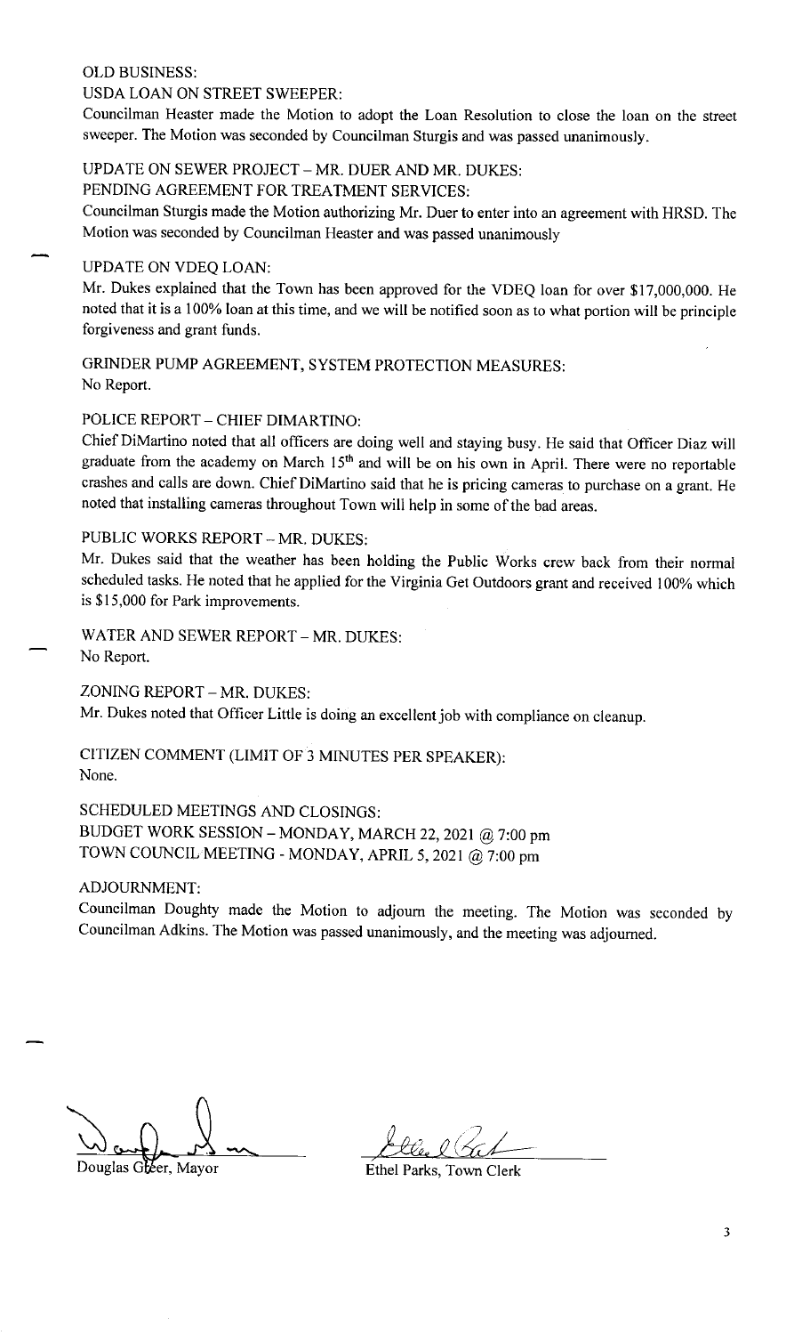OLD BUSINESS:

USDA LOAN ON STREET SWEEPER:

Councilman Heaster made the Motion to adopt the Loan Resolution to close the loan on the street sweeper. The Motion was seconded by Councilman Sturgis and was passed unanimously.

UPDATE ON SEWER PROJECT – MR. DUER AND MR. DUKES:

PENDING AGREEMENT FOR TREATMENT SERVICES:

Councilman Sturgis made the Motion authorizing Mr. Duer to enter into an agreement with HRSD. The Motion was seconded by Councilman Heaster and was passed unanimously

UPDATE ON VDEQ LOAN:

Mr. Dukes explained that the Town has been approved for the VDEQ loan for over $17,000,000. He noted that it is a 100% loan at this time, and we will be notified soon as to what portion will be principle forgiveness and grant funds.

GRINDER PUMP AGREEMENT, SYSTEM PROTECTION MEASURES:

No Report.

POLICE REPORT – CHIEF DIMARTINO:

Chief DiMartino noted that all officers are doing well and staying busy. He said that Officer Diaz will graduate from the academy on March 15th and will be on his own in April. There were no reportable crashes and calls are down. Chief DiMartino said that he is pricing cameras to purchase on a grant. He noted that installing cameras throughout Town will help in some of the bad areas.

PUBLIC WORKS REPORT – MR. DUKES:

Mr. Dukes said that the weather has been holding the Public Works crew back from their normal scheduled tasks. He noted that he applied for the Virginia Get Outdoors grant and received 100% which is $15,000 for Park improvements.

WATER AND SEWER REPORT – MR. DUKES:

No Report.

ZONING REPORT – MR. DUKES:

Mr. Dukes noted that Officer Little is doing an excellent job with compliance on cleanup.

CITIZEN COMMENT (LIMIT OF 3 MINUTES PER SPEAKER):

None.

SCHEDULED MEETINGS AND CLOSINGS:

BUDGET WORK SESSION – MONDAY, MARCH 22, 2021 @ 7:00 pm

TOWN COUNCIL MEETING - MONDAY, APRIL 5, 2021 @ 7:00 pm

ADJOURNMENT:

Councilman Doughty made the Motion to adjourn the meeting. The Motion was seconded by Councilman Adkins. The Motion was passed unanimously, and the meeting was adjourned.

Douglas Greer, Mayor

Ethel Parks, Town Clerk